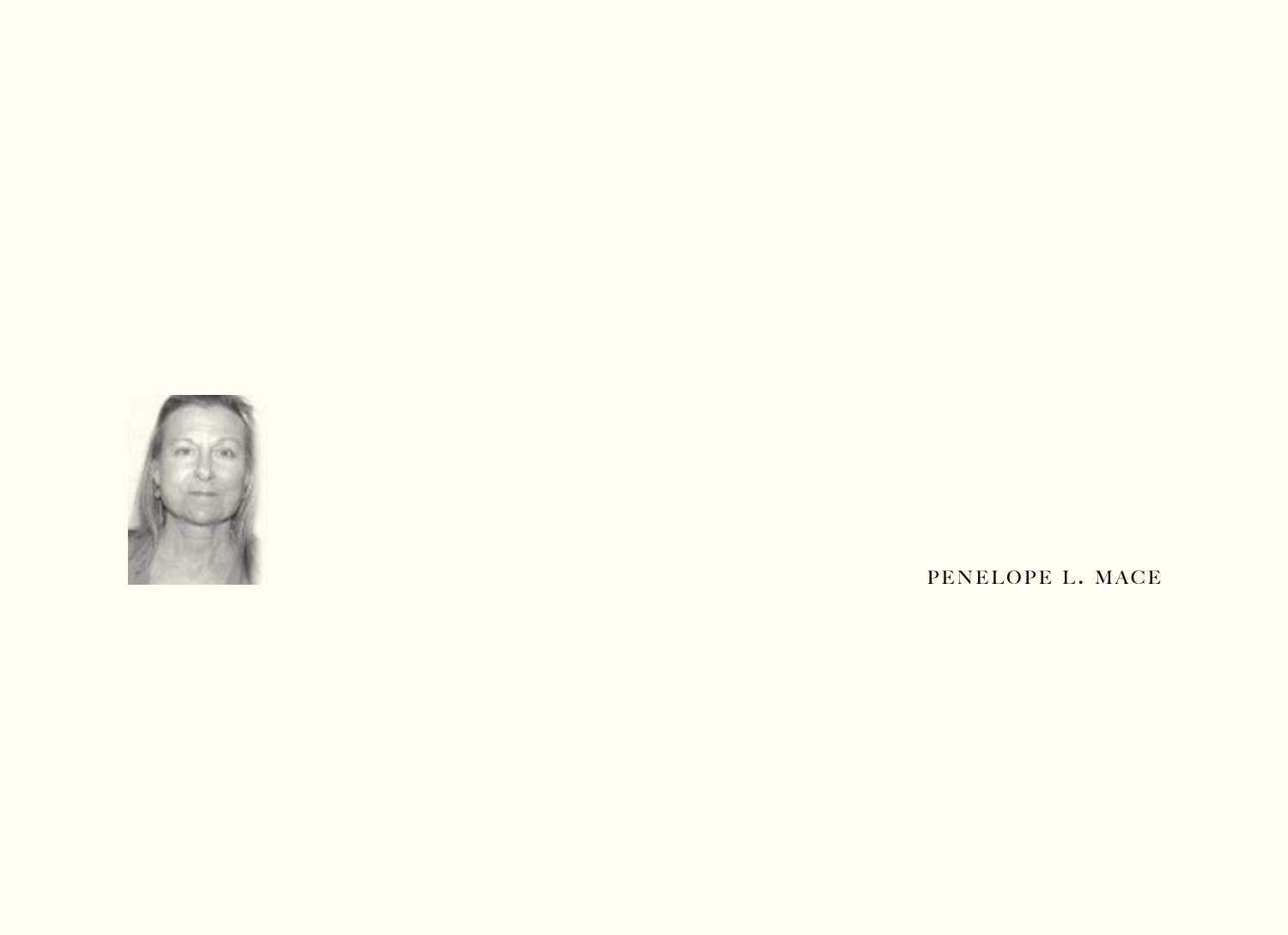PENELOPE L. MACE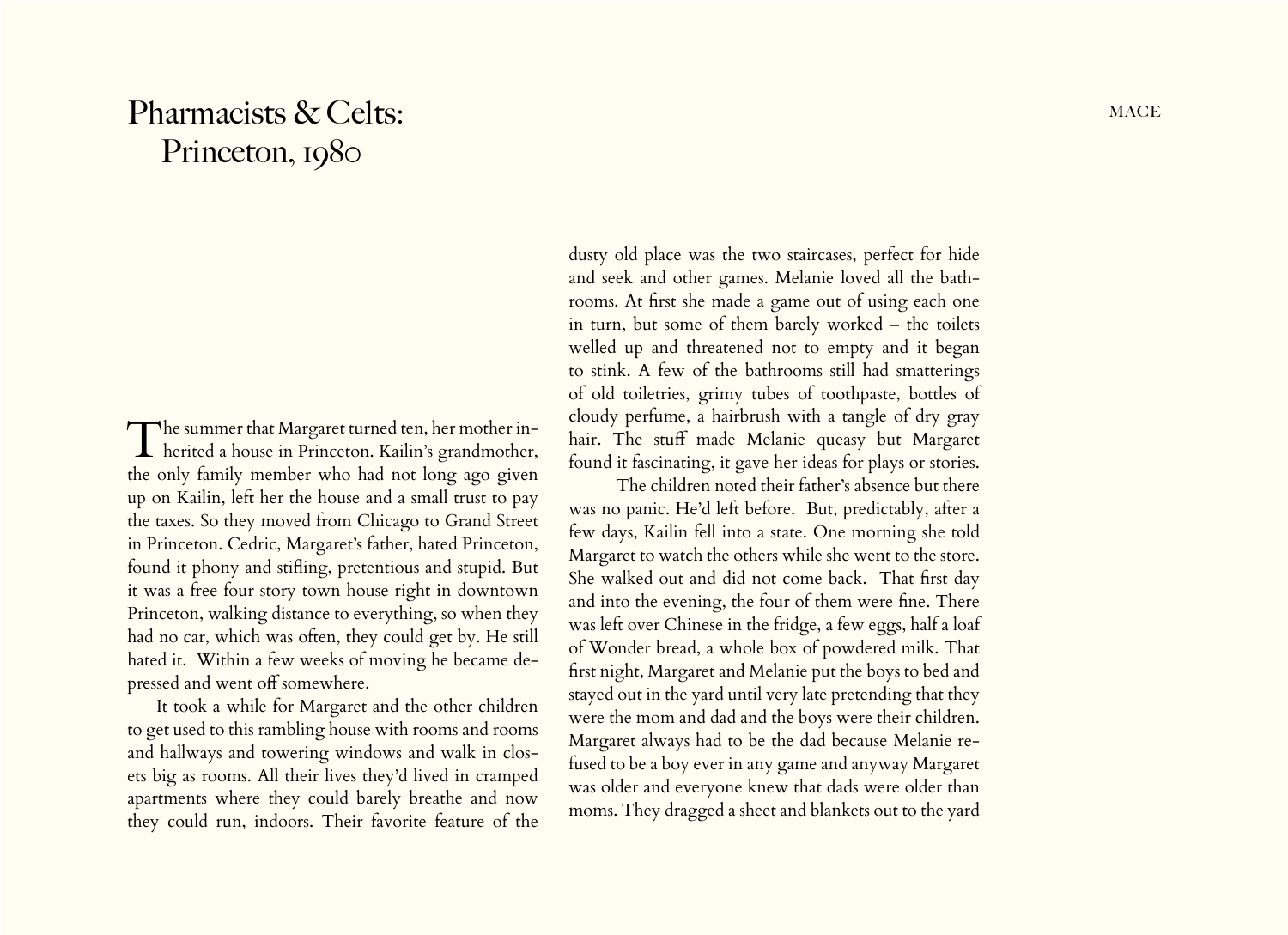# Pharmacists & Celts: Princeton, 1980

The summer that Margaret turned ten, her mother inherited a house in Princeton. Kailin's grandmother, the only family member who had not long ago given up on Kailin, left her the house and a small trust to pay the taxes. So they moved from Chicago to Grand Street in Princeton. Cedric, Margaret's father, hated Princeton, found it phony and stifling, pretentious and stupid. But it was a free four story town house right in downtown Princeton, walking distance to everything, so when they had no car, which was often, they could get by. He still hated it. Within a few weeks of moving he became depressed and went off somewhere.

It took a while for Margaret and the other children to get used to this rambling house with rooms and rooms and hallways and towering windows and walk in closets big as rooms. All their lives they'd lived in cramped apartments where they could barely breathe and now they could run, indoors. Their favorite feature of the dusty old place was the two staircases, perfect for hide and seek and other games. Melanie loved all the bathrooms. At first she made a game out of using each one in turn, but some of them barely worked – the toilets welled up and threatened not to empty and it began to stink. A few of the bathrooms still had smatterings of old toiletries, grimy tubes of toothpaste, bottles of cloudy perfume, a hairbrush with a tangle of dry gray hair. The stuff made Melanie queasy but Margaret found it fascinating, it gave her ideas for plays or stories.

The children noted their father's absence but there was no panic. He'd left before. But, predictably, after a few days, Kailin fell into a state. One morning she told Margaret to watch the others while she went to the store. She walked out and did not come back. That first day and into the evening, the four of them were fine. There was left over Chinese in the fridge, a few eggs, half a loaf of Wonder bread, a whole box of powdered milk. That first night, Margaret and Melanie put the boys to bed and stayed out in the yard until very late pretending that they were the mom and dad and the boys were their children. Margaret always had to be the dad because Melanie refused to be a boy ever in any game and anyway Margaret was older and everyone knew that dads were older than moms. They dragged a sheet and blankets out to the yard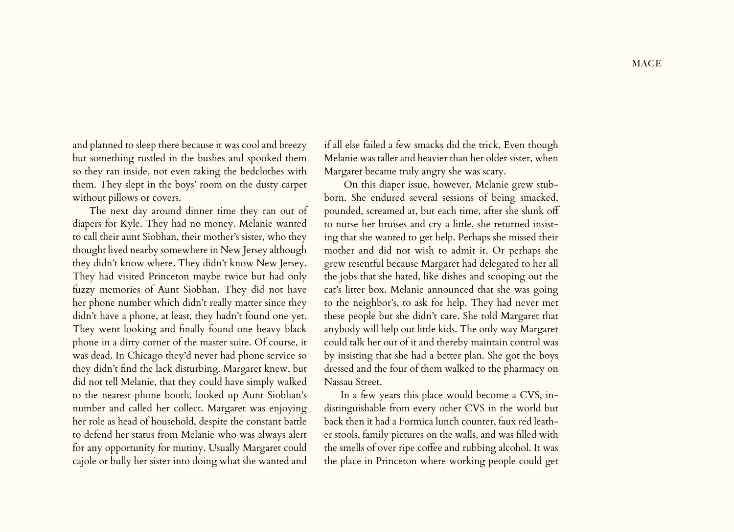and planned to sleep there because it was cool and breezy but something rustled in the bushes and spooked them so they ran inside, not even taking the bedclothes with them. They slept in the boys' room on the dusty carpet without pillows or covers.

The next day around dinner time they ran out of diapers for Kyle. They had no money. Melanie wanted to call their aunt Siobhan, their mother's sister, who they thought lived nearby somewhere in New Jersey although they didn't know where. They didn't know New Jersey. They had visited Princeton maybe twice but had only fuzzy memories of Aunt Siobhan. They did not have her phone number which didn't really matter since they didn't have a phone, at least, they hadn't found one yet. They went looking and finally found one heavy black phone in a dirty corner of the master suite. Of course, it was dead. In Chicago they'd never had phone service so they didn't find the lack disturbing. Margaret knew, but did not tell Melanie, that they could have simply walked to the nearest phone booth, looked up Aunt Siobhan's number and called her collect. Margaret was enjoying her role as head of household, despite the constant battle to defend her status from Melanie who was always alert for any opportunity for mutiny. Usually Margaret could cajole or bully her sister into doing what she wanted and if all else failed a few smacks did the trick. Even though Melanie was taller and heavier than her older sister, when Margaret became truly angry she was scary.

On this diaper issue, however, Melanie grew stubborn. She endured several sessions of being smacked, pounded, screamed at, but each time, after she slunk off to nurse her bruises and cry a little, she returned insisting that she wanted to get help. Perhaps she missed their mother and did not wish to admit it. Or perhaps she grew resentful because Margaret had delegated to her all the jobs that she hated, like dishes and scooping out the cat's litter box. Melanie announced that she was going to the neighbor's, to ask for help. They had never met these people but she didn't care. She told Margaret that anybody will help out little kids. The only way Margaret could talk her out of it and thereby maintain control was by insisting that she had a better plan. She got the boys dressed and the four of them walked to the pharmacy on Nassau Street.

In a few years this place would become a CVS, indistinguishable from every other CVS in the world but back then it had a Formica lunch counter, faux red leather stools, family pictures on the walls, and was filled with the smells of over ripe coffee and rubbing alcohol. It was the place in Princeton where working people could get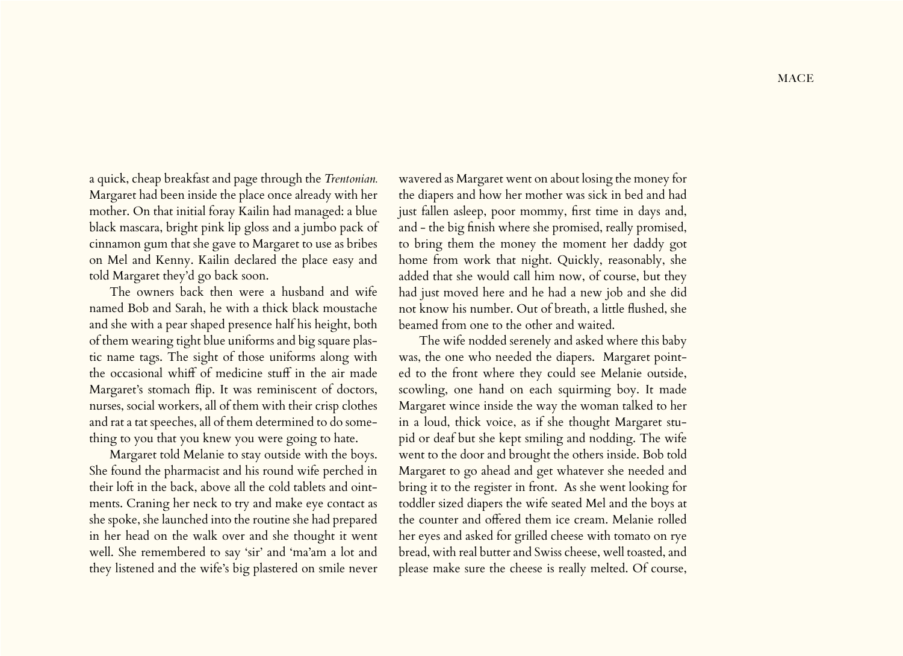a quick, cheap breakfast and page through the *Trentonian.* Margaret had been inside the place once already with her mother. On that initial foray Kailin had managed: a blue black mascara, bright pink lip gloss and a jumbo pack of cinnamon gum that she gave to Margaret to use as bribes on Mel and Kenny. Kailin declared the place easy and told Margaret they'd go back soon.

The owners back then were a husband and wife named Bob and Sarah, he with a thick black moustache and she with a pear shaped presence half his height, both of them wearing tight blue uniforms and big square plastic name tags. The sight of those uniforms along with the occasional whiff of medicine stuff in the air made Margaret's stomach flip. It was reminiscent of doctors, nurses, social workers, all of them with their crisp clothes and rat a tat speeches, all of them determined to do something to you that you knew you were going to hate.

Margaret told Melanie to stay outside with the boys. She found the pharmacist and his round wife perched in their loft in the back, above all the cold tablets and ointments. Craning her neck to try and make eye contact as she spoke, she launched into the routine she had prepared in her head on the walk over and she thought it went well. She remembered to say 'sir' and 'ma'am a lot and they listened and the wife's big plastered on smile never wavered as Margaret went on about losing the money for the diapers and how her mother was sick in bed and had just fallen asleep, poor mommy, first time in days and, and - the big finish where she promised, really promised, to bring them the money the moment her daddy got home from work that night. Quickly, reasonably, she added that she would call him now, of course, but they had just moved here and he had a new job and she did not know his number. Out of breath, a little flushed, she beamed from one to the other and waited.

The wife nodded serenely and asked where this baby was, the one who needed the diapers. Margaret pointed to the front where they could see Melanie outside, scowling, one hand on each squirming boy. It made Margaret wince inside the way the woman talked to her in a loud, thick voice, as if she thought Margaret stupid or deaf but she kept smiling and nodding. The wife went to the door and brought the others inside. Bob told Margaret to go ahead and get whatever she needed and bring it to the register in front. As she went looking for toddler sized diapers the wife seated Mel and the boys at the counter and offered them ice cream. Melanie rolled her eyes and asked for grilled cheese with tomato on rye bread, with real butter and Swiss cheese, well toasted, and please make sure the cheese is really melted. Of course,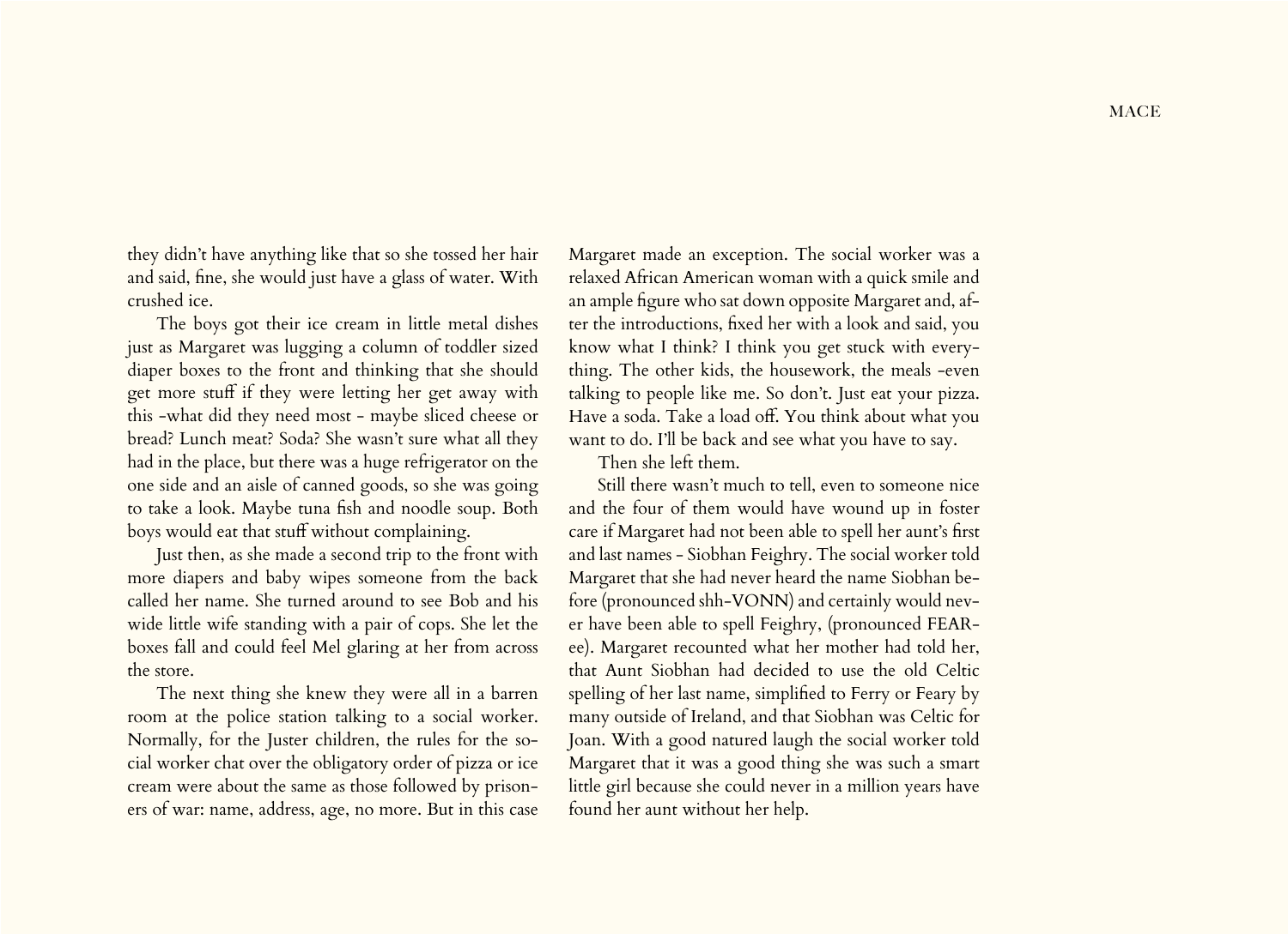they didn't have anything like that so she tossed her hair and said, fine, she would just have a glass of water. With crushed ice.

The boys got their ice cream in little metal dishes just as Margaret was lugging a column of toddler sized diaper boxes to the front and thinking that she should get more stuff if they were letting her get away with this -what did they need most - maybe sliced cheese or bread? Lunch meat? Soda? She wasn't sure what all they had in the place, but there was a huge refrigerator on the one side and an aisle of canned goods, so she was going to take a look. Maybe tuna fish and noodle soup. Both boys would eat that stuff without complaining.

Just then, as she made a second trip to the front with more diapers and baby wipes someone from the back called her name. She turned around to see Bob and his wide little wife standing with a pair of cops. She let the boxes fall and could feel Mel glaring at her from across the store.

The next thing she knew they were all in a barren room at the police station talking to a social worker. Normally, for the Juster children, the rules for the social worker chat over the obligatory order of pizza or ice cream were about the same as those followed by prisoners of war: name, address, age, no more. But in this case Margaret made an exception. The social worker was a relaxed African American woman with a quick smile and an ample figure who sat down opposite Margaret and, after the introductions, fixed her with a look and said, you know what I think? I think you get stuck with everything. The other kids, the housework, the meals -even talking to people like me. So don't. Just eat your pizza. Have a soda. Take a load off. You think about what you want to do. I'll be back and see what you have to say.

Then she left them.

Still there wasn't much to tell, even to someone nice and the four of them would have wound up in foster care if Margaret had not been able to spell her aunt's first and last names - Siobhan Feighry. The social worker told Margaret that she had never heard the name Siobhan before (pronounced shh-VONN) and certainly would never have been able to spell Feighry, (pronounced FEAR-ee). Margaret recounted what her mother had told her, that Aunt Siobhan had decided to use the old Celtic spelling of her last name, simplified to Ferry or Feary by many outside of Ireland, and that Siobhan was Celtic for Joan. With a good natured laugh the social worker told Margaret that it was a good thing she was such a smart little girl because she could never in a million years have found her aunt without her help.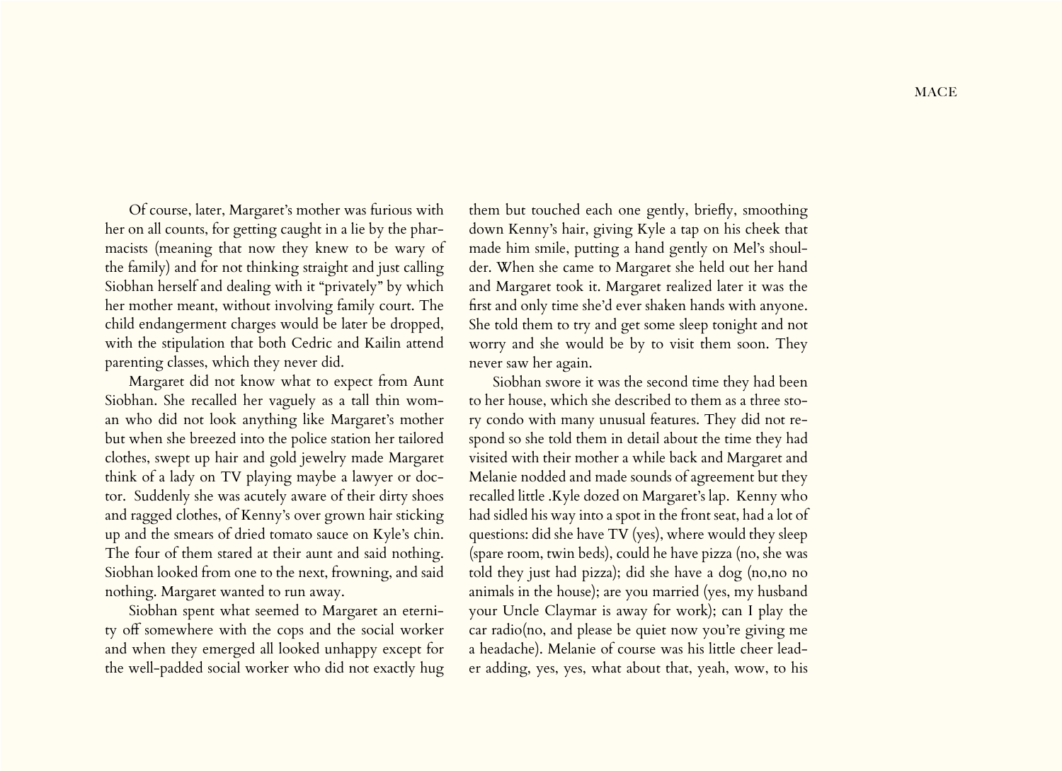Of course, later, Margaret's mother was furious with her on all counts, for getting caught in a lie by the pharmacists (meaning that now they knew to be wary of the family) and for not thinking straight and just calling Siobhan herself and dealing with it "privately" by which her mother meant, without involving family court. The child endangerment charges would be later be dropped, with the stipulation that both Cedric and Kailin attend parenting classes, which they never did.

Margaret did not know what to expect from Aunt Siobhan. She recalled her vaguely as a tall thin woman who did not look anything like Margaret's mother but when she breezed into the police station her tailored clothes, swept up hair and gold jewelry made Margaret think of a lady on TV playing maybe a lawyer or doctor. Suddenly she was acutely aware of their dirty shoes and ragged clothes, of Kenny's over grown hair sticking up and the smears of dried tomato sauce on Kyle's chin. The four of them stared at their aunt and said nothing. Siobhan looked from one to the next, frowning, and said nothing. Margaret wanted to run away.

Siobhan spent what seemed to Margaret an eternity off somewhere with the cops and the social worker and when they emerged all looked unhappy except for the well-padded social worker who did not exactly hug them but touched each one gently, briefly, smoothing down Kenny's hair, giving Kyle a tap on his cheek that made him smile, putting a hand gently on Mel's shoulder. When she came to Margaret she held out her hand and Margaret took it. Margaret realized later it was the first and only time she'd ever shaken hands with anyone. She told them to try and get some sleep tonight and not worry and she would be by to visit them soon. They never saw her again.

Siobhan swore it was the second time they had been to her house, which she described to them as a three story condo with many unusual features. They did not respond so she told them in detail about the time they had visited with their mother a while back and Margaret and Melanie nodded and made sounds of agreement but they recalled little .Kyle dozed on Margaret's lap. Kenny who had sidled his way into a spot in the front seat, had a lot of questions: did she have TV (yes), where would they sleep (spare room, twin beds), could he have pizza (no, she was told they just had pizza); did she have a dog (no,no no animals in the house); are you married (yes, my husband your Uncle Claymar is away for work); can I play the car radio(no, and please be quiet now you're giving me a headache). Melanie of course was his little cheer leader adding, yes, yes, what about that, yeah, wow, to his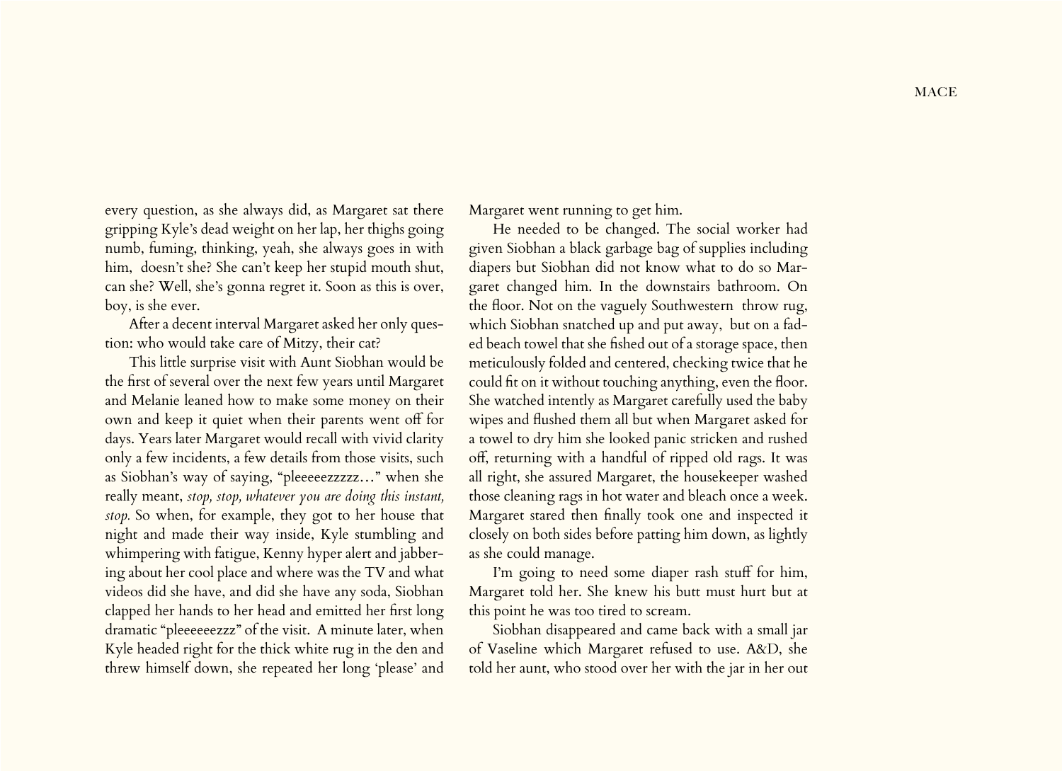every question, as she always did, as Margaret sat there gripping Kyle's dead weight on her lap, her thighs going numb, fuming, thinking, yeah, she always goes in with him, doesn't she? She can't keep her stupid mouth shut, can she? Well, she's gonna regret it. Soon as this is over, boy, is she ever.

After a decent interval Margaret asked her only question: who would take care of Mitzy, their cat?

This little surprise visit with Aunt Siobhan would be the first of several over the next few years until Margaret and Melanie leaned how to make some money on their own and keep it quiet when their parents went off for days. Years later Margaret would recall with vivid clarity only a few incidents, a few details from those visits, such as Siobhan's way of saying, "pleeeeezzzzz…" when she really meant, *stop, stop, whatever you are doing this instant, stop.* So when, for example, they got to her house that night and made their way inside, Kyle stumbling and whimpering with fatigue, Kenny hyper alert and jabbering about her cool place and where was the TV and what videos did she have, and did she have any soda, Siobhan clapped her hands to her head and emitted her first long dramatic "pleeeeeezzz" of the visit. A minute later, when Kyle headed right for the thick white rug in the den and threw himself down, she repeated her long 'please' and Margaret went running to get him.

He needed to be changed. The social worker had given Siobhan a black garbage bag of supplies including diapers but Siobhan did not know what to do so Margaret changed him. In the downstairs bathroom. On the floor. Not on the vaguely Southwestern throw rug, which Siobhan snatched up and put away, but on a faded beach towel that she fished out of a storage space, then meticulously folded and centered, checking twice that he could fit on it without touching anything, even the floor. She watched intently as Margaret carefully used the baby wipes and flushed them all but when Margaret asked for a towel to dry him she looked panic stricken and rushed off, returning with a handful of ripped old rags. It was all right, she assured Margaret, the housekeeper washed those cleaning rags in hot water and bleach once a week. Margaret stared then finally took one and inspected it closely on both sides before patting him down, as lightly as she could manage.

I'm going to need some diaper rash stuff for him, Margaret told her. She knew his butt must hurt but at this point he was too tired to scream.

Siobhan disappeared and came back with a small jar of Vaseline which Margaret refused to use. A&D, she told her aunt, who stood over her with the jar in her out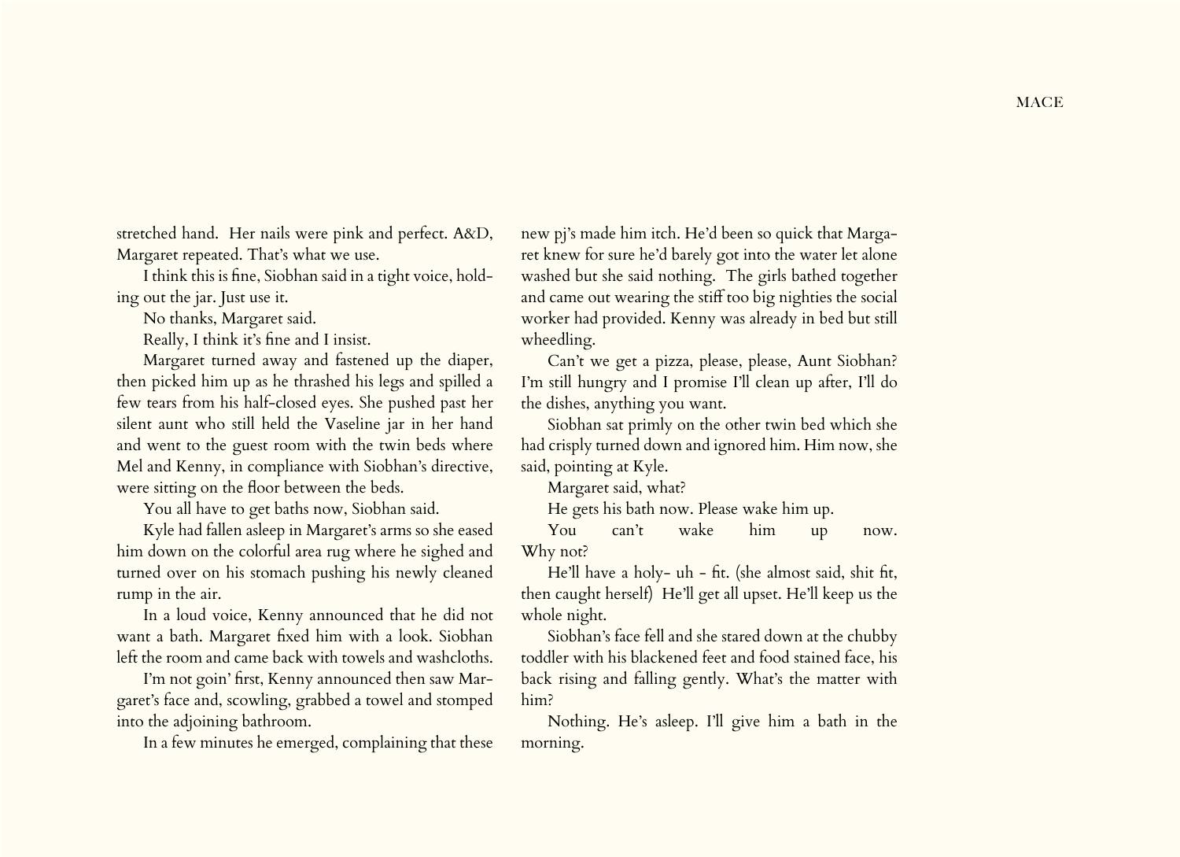stretched hand. Her nails were pink and perfect. A&D, Margaret repeated. That's what we use.

I think this is fine, Siobhan said in a tight voice, holding out the jar. Just use it.

No thanks, Margaret said.

Really, I think it's fine and I insist.

Margaret turned away and fastened up the diaper, then picked him up as he thrashed his legs and spilled a few tears from his half-closed eyes. She pushed past her silent aunt who still held the Vaseline jar in her hand and went to the guest room with the twin beds where Mel and Kenny, in compliance with Siobhan's directive, were sitting on the floor between the beds.

You all have to get baths now, Siobhan said.

Kyle had fallen asleep in Margaret's arms so she eased him down on the colorful area rug where he sighed and turned over on his stomach pushing his newly cleaned rump in the air.

In a loud voice, Kenny announced that he did not want a bath. Margaret fixed him with a look. Siobhan left the room and came back with towels and washcloths.

I'm not goin' first, Kenny announced then saw Margaret's face and, scowling, grabbed a towel and stomped into the adjoining bathroom.

In a few minutes he emerged, complaining that these new pj's made him itch. He'd been so quick that Margaret knew for sure he'd barely got into the water let alone washed but she said nothing. The girls bathed together and came out wearing the stiff too big nighties the social worker had provided. Kenny was already in bed but still wheedling.

Can't we get a pizza, please, please, Aunt Siobhan? I'm still hungry and I promise I'll clean up after, I'll do the dishes, anything you want.

Siobhan sat primly on the other twin bed which she had crisply turned down and ignored him. Him now, she said, pointing at Kyle.

Margaret said, what?

He gets his bath now. Please wake him up.

You can't wake him up now.
Why not?

He'll have a holy- uh - fit. (she almost said, shit fit, then caught herself) He'll get all upset. He'll keep us the whole night.

Siobhan's face fell and she stared down at the chubby toddler with his blackened feet and food stained face, his back rising and falling gently. What's the matter with him?

Nothing. He's asleep. I'll give him a bath in the morning.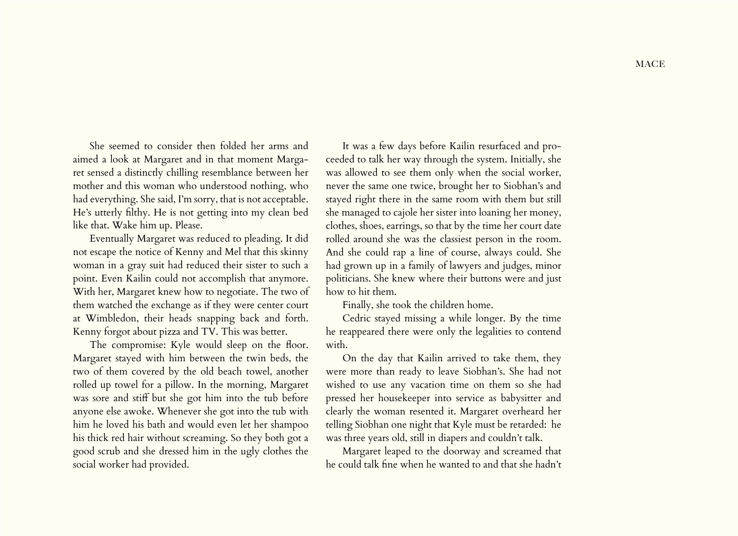She seemed to consider then folded her arms and aimed a look at Margaret and in that moment Margaret sensed a distinctly chilling resemblance between her mother and this woman who understood nothing, who had everything. She said, I'm sorry, that is not acceptable. He's utterly filthy. He is not getting into my clean bed like that. Wake him up. Please.

Eventually Margaret was reduced to pleading. It did not escape the notice of Kenny and Mel that this skinny woman in a gray suit had reduced their sister to such a point. Even Kailin could not accomplish that anymore. With her, Margaret knew how to negotiate. The two of them watched the exchange as if they were center court at Wimbledon, their heads snapping back and forth. Kenny forgot about pizza and TV. This was better.

The compromise: Kyle would sleep on the floor. Margaret stayed with him between the twin beds, the two of them covered by the old beach towel, another rolled up towel for a pillow. In the morning, Margaret was sore and stiff but she got him into the tub before anyone else awoke. Whenever she got into the tub with him he loved his bath and would even let her shampoo his thick red hair without screaming. So they both got a good scrub and she dressed him in the ugly clothes the social worker had provided.

It was a few days before Kailin resurfaced and proceeded to talk her way through the system. Initially, she was allowed to see them only when the social worker, never the same one twice, brought her to Siobhan's and stayed right there in the same room with them but still she managed to cajole her sister into loaning her money, clothes, shoes, earrings, so that by the time her court date rolled around she was the classiest person in the room. And she could rap a line of course, always could. She had grown up in a family of lawyers and judges, minor politicians. She knew where their buttons were and just how to hit them.

Finally, she took the children home.

Cedric stayed missing a while longer. By the time he reappeared there were only the legalities to contend with.

On the day that Kailin arrived to take them, they were more than ready to leave Siobhan's. She had not wished to use any vacation time on them so she had pressed her housekeeper into service as babysitter and clearly the woman resented it. Margaret overheard her telling Siobhan one night that Kyle must be retarded: he was three years old, still in diapers and couldn't talk.

Margaret leaped to the doorway and screamed that he could talk fine when he wanted to and that she hadn't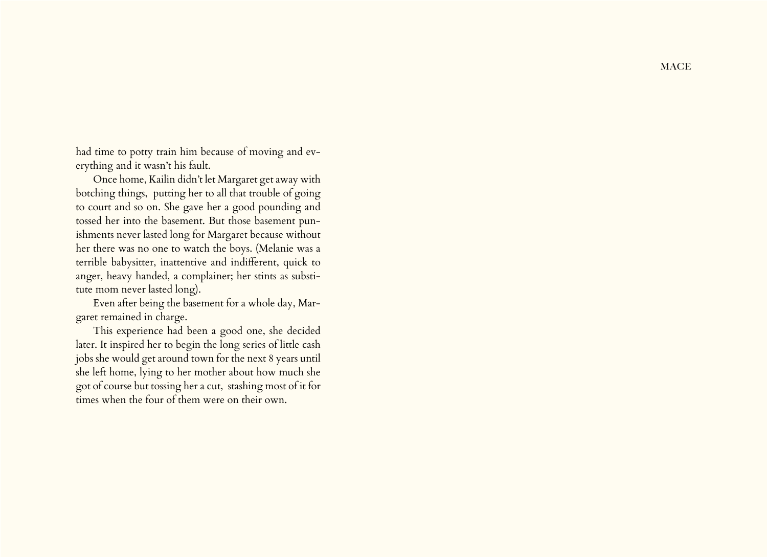had time to potty train him because of moving and everything and it wasn't his fault.

Once home, Kailin didn't let Margaret get away with botching things, putting her to all that trouble of going to court and so on. She gave her a good pounding and tossed her into the basement. But those basement punishments never lasted long for Margaret because without her there was no one to watch the boys. (Melanie was a terrible babysitter, inattentive and indifferent, quick to anger, heavy handed, a complainer; her stints as substitute mom never lasted long).

Even after being the basement for a whole day, Margaret remained in charge.

This experience had been a good one, she decided later. It inspired her to begin the long series of little cash jobs she would get around town for the next 8 years until she left home, lying to her mother about how much she got of course but tossing her a cut, stashing most of it for times when the four of them were on their own.